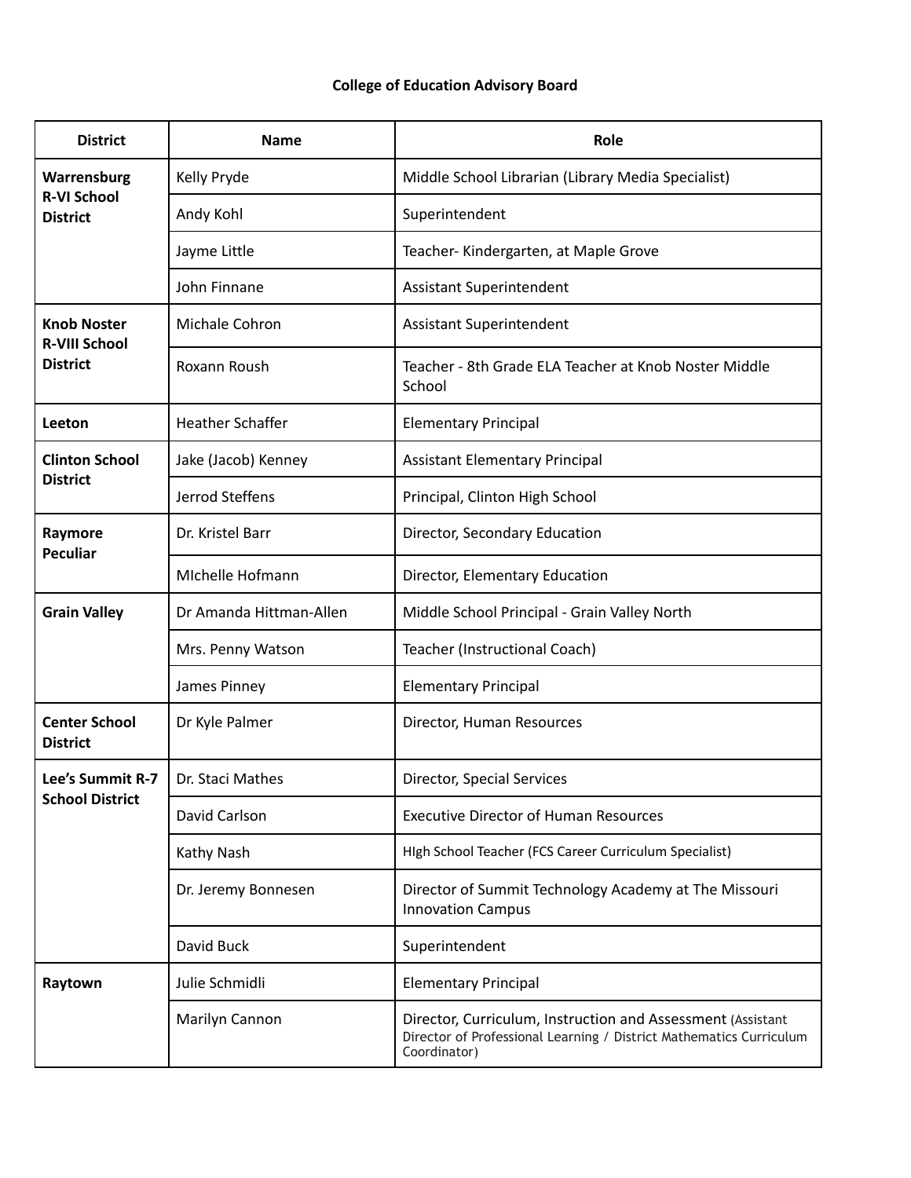**College of Education Advisory Board**

| District | Name | Role |
|---|---|---|
| **Warrensburg R-VI School District** | Kelly Pryde | Middle School Librarian (Library Media Specialist) |
| | Andy Kohl | Superintendent |
| | Jayme Little | Teacher- Kindergarten, at Maple Grove |
| | John Finnane | Assistant Superintendent |
| **Knob Noster R-VIII School District** | Michale Cohron | Assistant Superintendent |
| | Roxann Roush | Teacher - 8th Grade ELA Teacher at Knob Noster Middle School |
| **Leeton** | Heather Schaffer | Elementary Principal |
| **Clinton School District** | Jake (Jacob) Kenney | Assistant Elementary Principal |
| | Jerrod Steffens | Principal, Clinton High School |
| **Raymore Peculiar** | Dr. Kristel Barr | Director, Secondary Education |
| | MIchelle Hofmann | Director, Elementary Education |
| **Grain Valley** | Dr Amanda Hittman-Allen | Middle School Principal - Grain Valley North |
| | Mrs. Penny Watson | Teacher (Instructional Coach) |
| | James Pinney | Elementary Principal |
| **Center School District** | Dr Kyle Palmer | Director, Human Resources |
| **Lee's Summit R-7 School District** | Dr. Staci Mathes | Director, Special Services |
| | David Carlson | Executive Director of Human Resources |
| | Kathy Nash | HIgh School Teacher (FCS Career Curriculum Specialist) |
| | Dr. Jeremy Bonnesen | Director of Summit Technology Academy at The Missouri Innovation Campus |
| | David Buck | Superintendent |
| **Raytown** | Julie Schmidli | Elementary Principal |
| | Marilyn Cannon | Director, Curriculum, Instruction and Assessment (Assistant Director of Professional Learning / District Mathematics Curriculum Coordinator) |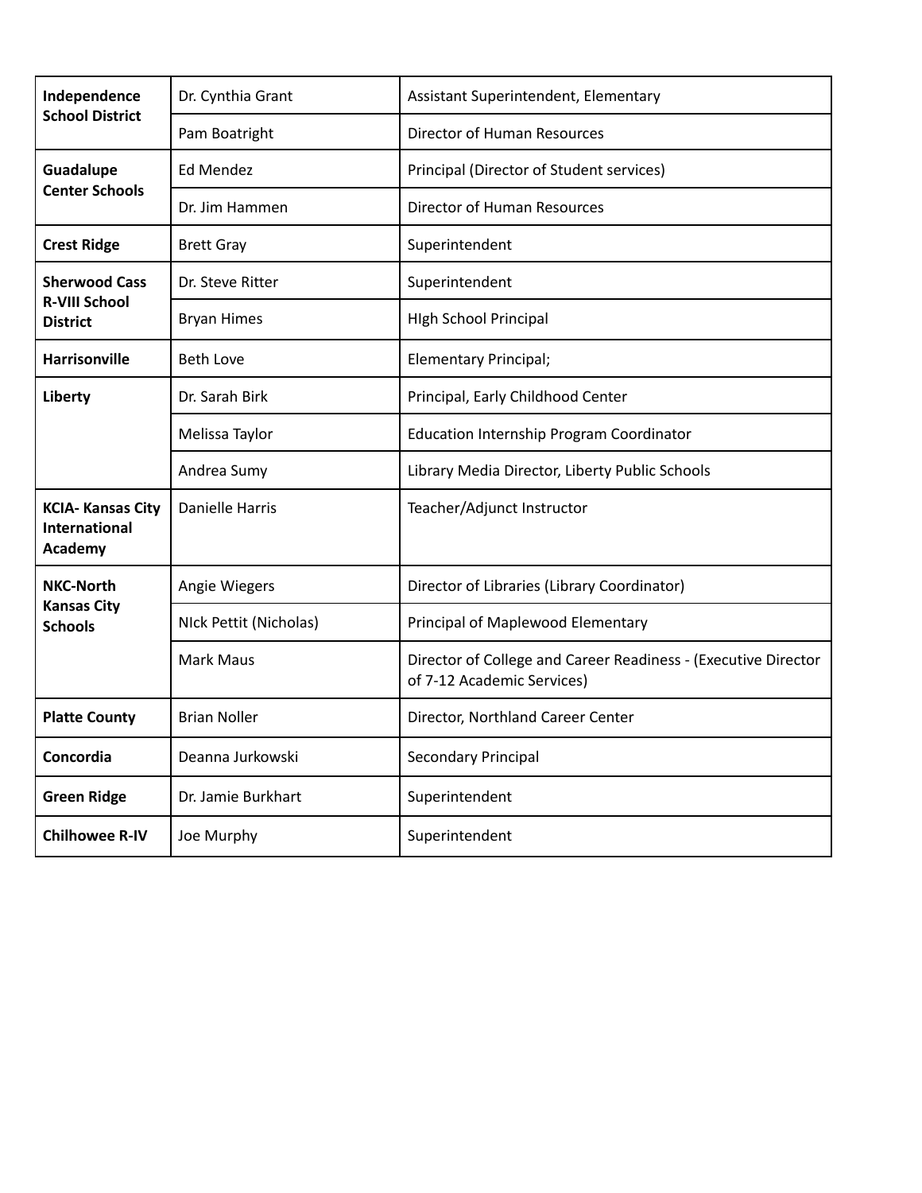| | | |
|---|---|---|
| **Independence School District** | Dr. Cynthia Grant | Assistant Superintendent, Elementary |
| | Pam Boatright | Director of Human Resources |
| **Guadalupe Center Schools** | Ed Mendez | Principal (Director of Student services) |
| | Dr. Jim Hammen | Director of Human Resources |
| **Crest Ridge** | Brett Gray | Superintendent |
| **Sherwood Cass R-VIII School District** | Dr. Steve Ritter | Superintendent |
| | Bryan Himes | HIgh School Principal |
| **Harrisonville** | Beth Love | Elementary Principal; |
| **Liberty** | Dr. Sarah Birk | Principal, Early Childhood Center |
| | Melissa Taylor | Education Internship Program Coordinator |
| | Andrea Sumy | Library Media Director, Liberty Public Schools |
| **KCIA- Kansas City International Academy** | Danielle Harris | Teacher/Adjunct Instructor |
| **NKC-North Kansas City Schools** | Angie Wiegers | Director of Libraries (Library Coordinator) |
| | NIck Pettit (Nicholas) | Principal of Maplewood Elementary |
| | Mark Maus | Director of College and Career Readiness - (Executive Director of 7-12 Academic Services) |
| **Platte County** | Brian Noller | Director, Northland Career Center |
| **Concordia** | Deanna Jurkowski | Secondary Principal |
| **Green Ridge** | Dr. Jamie Burkhart | Superintendent |
| **Chilhowee R-IV** | Joe Murphy | Superintendent |